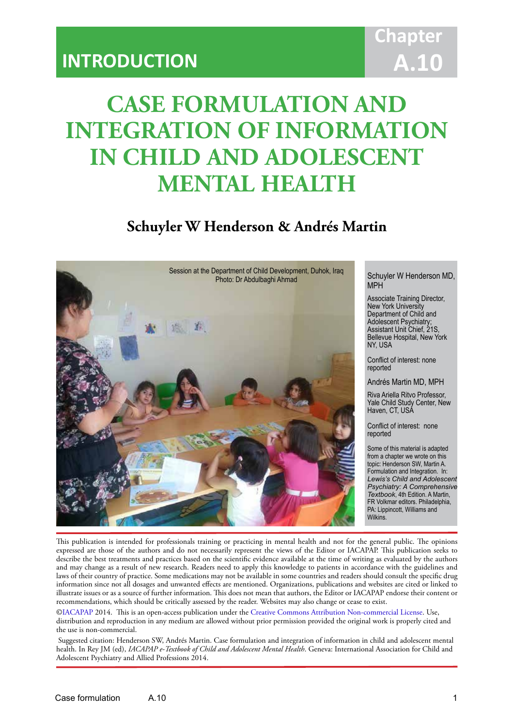INTRODUCTION

Chapter A.10

# CASE FORMULATION AND INTEGRATION OF INFORMATION IN CHILD AND ADOLESCENT MENTAL HEALTH

## Schuyler W Henderson & Andrés Martin

Session at the Department of Child Development, Duhok, Iraq
Photo: Dr Abdulbaghi Ahmad

Schuyler W Henderson MD, MPH

Associate Training Director, New York University Department of Child and Adolescent Psychiatry; Assistant Unit Chief, 21S, Bellevue Hospital, New York NY, USA

Conflict of interest: none reported

Andrés Martin MD, MPH

Riva Ariella Ritvo Professor, Yale Child Study Center, New Haven, CT, USA

Conflict of interest: none reported

Some of this material is adapted from a chapter we wrote on this topic: Henderson SW, Martin A. Formulation and Integration. In: *Lewis's Child and Adolescent Psychiatry: A Comprehensive Textbook*, 4th Edition. A Martin, FR Volkmar editors. Philadelphia, PA: Lippincott, Williams and Wilkins.

This publication is intended for professionals training or practicing in mental health and not for the general public. The opinions expressed are those of the authors and do not necessarily represent the views of the Editor or IACAPAP. This publication seeks to describe the best treatments and practices based on the scientific evidence available at the time of writing as evaluated by the authors and may change as a result of new research. Readers need to apply this knowledge to patients in accordance with the guidelines and laws of their country of practice. Some medications may not be available in some countries and readers should consult the specific drug information since not all dosages and unwanted effects are mentioned. Organizations, publications and websites are cited or linked to illustrate issues or as a source of further information. This does not mean that authors, the Editor or IACAPAP endorse their content or recommendations, which should be critically assessed by the reader. Websites may also change or cease to exist.

©IACAPAP 2014. This is an open-access publication under the Creative Commons Attribution Non-commercial License. Use, distribution and reproduction in any medium are allowed without prior permission provided the original work is properly cited and the use is non-commercial.

Suggested citation: Henderson SW, Andrés Martin. Case formulation and integration of information in child and adolescent mental health. In Rey JM (ed), *IACAPAP e-Textbook of Child and Adolescent Mental Health*. Geneva: International Association for Child and Adolescent Psychiatry and Allied Professions 2014.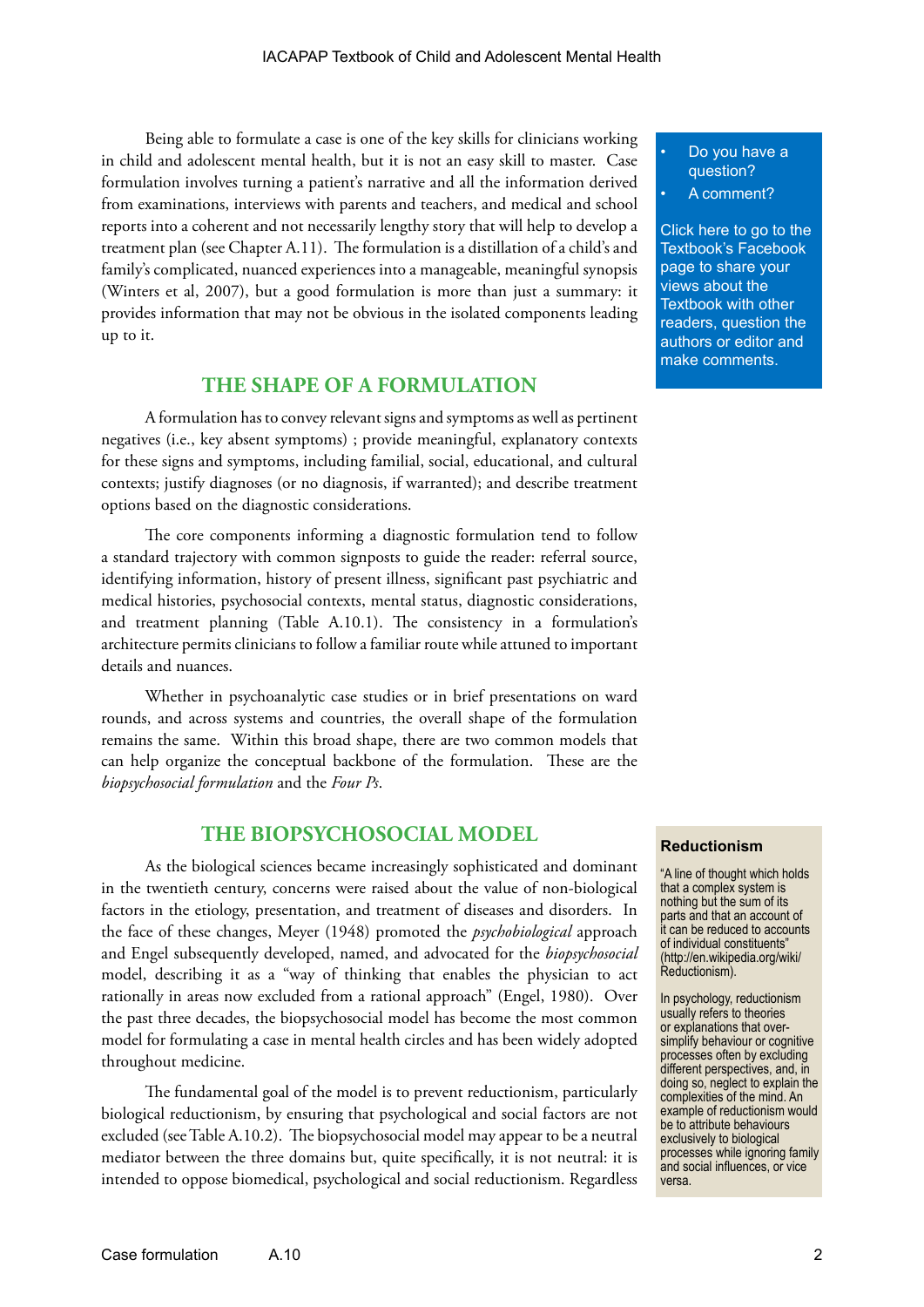Being able to formulate a case is one of the key skills for clinicians working in child and adolescent mental health, but it is not an easy skill to master. Case formulation involves turning a patient's narrative and all the information derived from examinations, interviews with parents and teachers, and medical and school reports into a coherent and not necessarily lengthy story that will help to develop a treatment plan (see Chapter A.11). The formulation is a distillation of a child's and family's complicated, nuanced experiences into a manageable, meaningful synopsis (Winters et al, 2007), but a good formulation is more than just a summary: it provides information that may not be obvious in the isolated components leading up to it.

- Do you have a question?
- A comment?

Click here to go to the Textbook's Facebook page to share your views about the Textbook with other readers, question the authors or editor and make comments.

## THE SHAPE OF A FORMULATION

A formulation has to convey relevant signs and symptoms as well as pertinent negatives (i.e., key absent symptoms) ; provide meaningful, explanatory contexts for these signs and symptoms, including familial, social, educational, and cultural contexts; justify diagnoses (or no diagnosis, if warranted); and describe treatment options based on the diagnostic considerations.

The core components informing a diagnostic formulation tend to follow a standard trajectory with common signposts to guide the reader: referral source, identifying information, history of present illness, significant past psychiatric and medical histories, psychosocial contexts, mental status, diagnostic considerations, and treatment planning (Table A.10.1). The consistency in a formulation's architecture permits clinicians to follow a familiar route while attuned to important details and nuances.

Whether in psychoanalytic case studies or in brief presentations on ward rounds, and across systems and countries, the overall shape of the formulation remains the same. Within this broad shape, there are two common models that can help organize the conceptual backbone of the formulation. These are the *biopsychosocial formulation* and the *Four Ps*.

## THE BIOPSYCHOSOCIAL MODEL

As the biological sciences became increasingly sophisticated and dominant in the twentieth century, concerns were raised about the value of non-biological factors in the etiology, presentation, and treatment of diseases and disorders. In the face of these changes, Meyer (1948) promoted the *psychobiological* approach and Engel subsequently developed, named, and advocated for the *biopsychosocial* model, describing it as a "way of thinking that enables the physician to act rationally in areas now excluded from a rational approach" (Engel, 1980). Over the past three decades, the biopsychosocial model has become the most common model for formulating a case in mental health circles and has been widely adopted throughout medicine.

The fundamental goal of the model is to prevent reductionism, particularly biological reductionism, by ensuring that psychological and social factors are not excluded (see Table A.10.2). The biopsychosocial model may appear to be a neutral mediator between the three domains but, quite specifically, it is not neutral: it is intended to oppose biomedical, psychological and social reductionism. Regardless

### Reductionism

"A line of thought which holds that a complex system is nothing but the sum of its parts and that an account of it can be reduced to accounts of individual constituents" (http://en.wikipedia.org/wiki/Reductionism).

In psychology, reductionism usually refers to theories or explanations that over-simplify behaviour or cognitive processes often by excluding different perspectives, and, in doing so, neglect to explain the complexities of the mind. An example of reductionism would be to attribute behaviours exclusively to biological processes while ignoring family and social influences, or vice versa.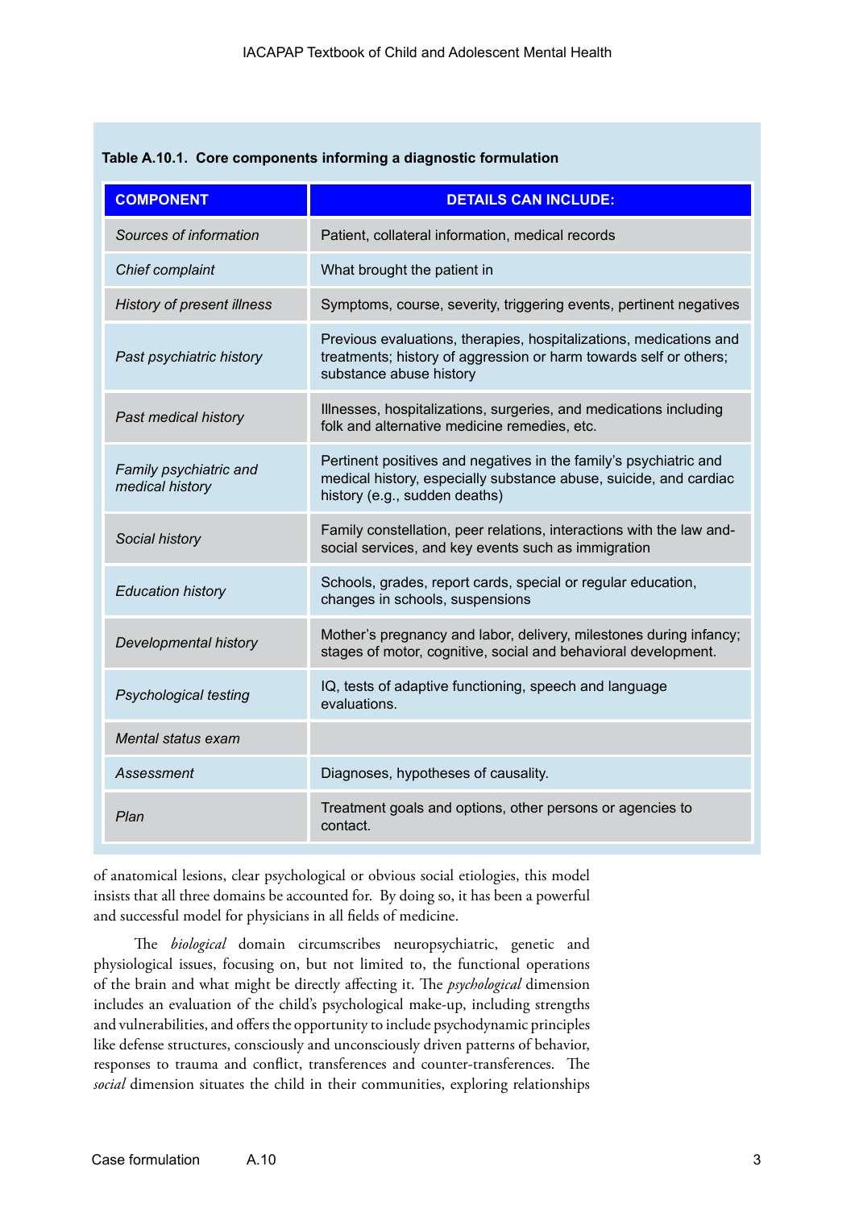**Table A.10.1. Core components informing a diagnostic formulation**

| COMPONENT | DETAILS CAN INCLUDE: |
|---|---|
| *Sources of information* | Patient, collateral information, medical records |
| *Chief complaint* | What brought the patient in |
| *History of present illness* | Symptoms, course, severity, triggering events, pertinent negatives |
| *Past psychiatric history* | Previous evaluations, therapies, hospitalizations, medications and treatments; history of aggression or harm towards self or others; substance abuse history |
| *Past medical history* | Illnesses, hospitalizations, surgeries, and medications including folk and alternative medicine remedies, etc. |
| *Family psychiatric and medical history* | Pertinent positives and negatives in the family's psychiatric and medical history, especially substance abuse, suicide, and cardiac history (e.g., sudden deaths) |
| *Social history* | Family constellation, peer relations, interactions with the law and-social services, and key events such as immigration |
| *Education history* | Schools, grades, report cards, special or regular education, changes in schools, suspensions |
| *Developmental history* | Mother's pregnancy and labor, delivery, milestones during infancy; stages of motor, cognitive, social and behavioral development. |
| *Psychological testing* | IQ, tests of adaptive functioning, speech and language evaluations. |
| *Mental status exam* | |
| *Assessment* | Diagnoses, hypotheses of causality. |
| *Plan* | Treatment goals and options, other persons or agencies to contact. |

of anatomical lesions, clear psychological or obvious social etiologies, this model insists that all three domains be accounted for. By doing so, it has been a powerful and successful model for physicians in all fields of medicine.

The *biological* domain circumscribes neuropsychiatric, genetic and physiological issues, focusing on, but not limited to, the functional operations of the brain and what might be directly affecting it. The *psychological* dimension includes an evaluation of the child's psychological make-up, including strengths and vulnerabilities, and offers the opportunity to include psychodynamic principles like defense structures, consciously and unconsciously driven patterns of behavior, responses to trauma and conflict, transferences and counter-transferences. The *social* dimension situates the child in their communities, exploring relationships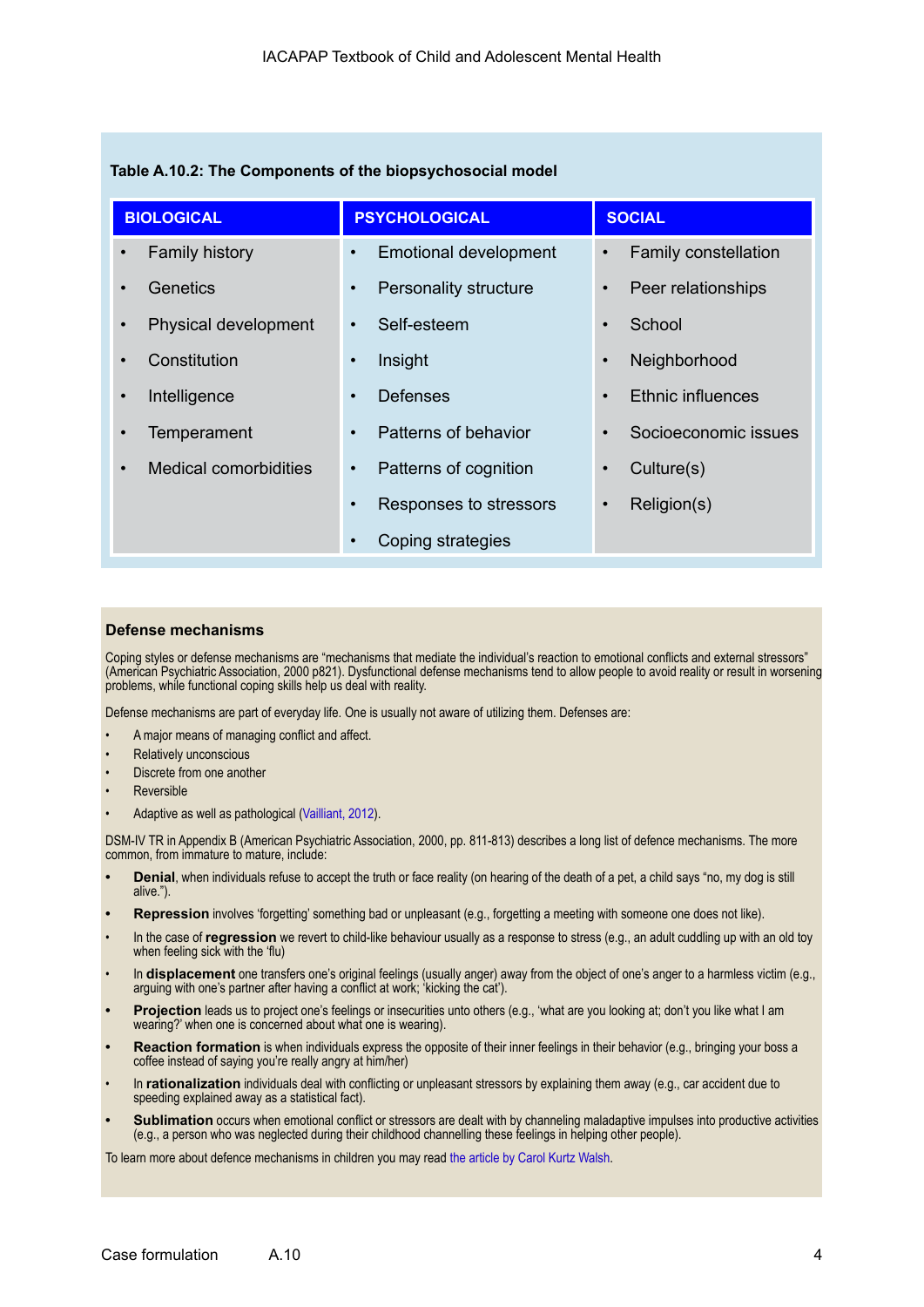**Table A.10.2: The Components of the biopsychosocial model**

| BIOLOGICAL | PSYCHOLOGICAL | SOCIAL |
|---|---|---|
| • Family history | • Emotional development | • Family constellation |
| • Genetics | • Personality structure | • Peer relationships |
| • Physical development | • Self-esteem | • School |
| • Constitution | • Insight | • Neighborhood |
| • Intelligence | • Defenses | • Ethnic influences |
| • Temperament | • Patterns of behavior | • Socioeconomic issues |
| • Medical comorbidities | • Patterns of cognition | • Culture(s) |
| | • Responses to stressors | • Religion(s) |
| | • Coping strategies | |

### Defense mechanisms

Coping styles or defense mechanisms are "mechanisms that mediate the individual's reaction to emotional conflicts and external stressors" (American Psychiatric Association, 2000 p821). Dysfunctional defense mechanisms tend to allow people to avoid reality or result in worsening problems, while functional coping skills help us deal with reality.

Defense mechanisms are part of everyday life. One is usually not aware of utilizing them. Defenses are:

- A major means of managing conflict and affect.
- Relatively unconscious
- Discrete from one another
- Reversible
- Adaptive as well as pathological (Vailliant, 2012).

DSM-IV TR in Appendix B (American Psychiatric Association, 2000, pp. 811-813) describes a long list of defence mechanisms. The more common, from immature to mature, include:

- **Denial**, when individuals refuse to accept the truth or face reality (on hearing of the death of a pet, a child says "no, my dog is still alive.").
- **Repression** involves 'forgetting' something bad or unpleasant (e.g., forgetting a meeting with someone one does not like).
- In the case of **regression** we revert to child-like behaviour usually as a response to stress (e.g., an adult cuddling up with an old toy when feeling sick with the 'flu)
- In **displacement** one transfers one's original feelings (usually anger) away from the object of one's anger to a harmless victim (e.g., arguing with one's partner after having a conflict at work; 'kicking the cat').
- **Projection** leads us to project one's feelings or insecurities unto others (e.g., 'what are you looking at; don't you like what I am wearing?' when one is concerned about what one is wearing).
- **Reaction formation** is when individuals express the opposite of their inner feelings in their behavior (e.g., bringing your boss a coffee instead of saying you're really angry at him/her)
- In **rationalization** individuals deal with conflicting or unpleasant stressors by explaining them away (e.g., car accident due to speeding explained away as a statistical fact).
- **Sublimation** occurs when emotional conflict or stressors are dealt with by channeling maladaptive impulses into productive activities (e.g., a person who was neglected during their childhood channelling these feelings in helping other people).

To learn more about defence mechanisms in children you may read the article by Carol Kurtz Walsh.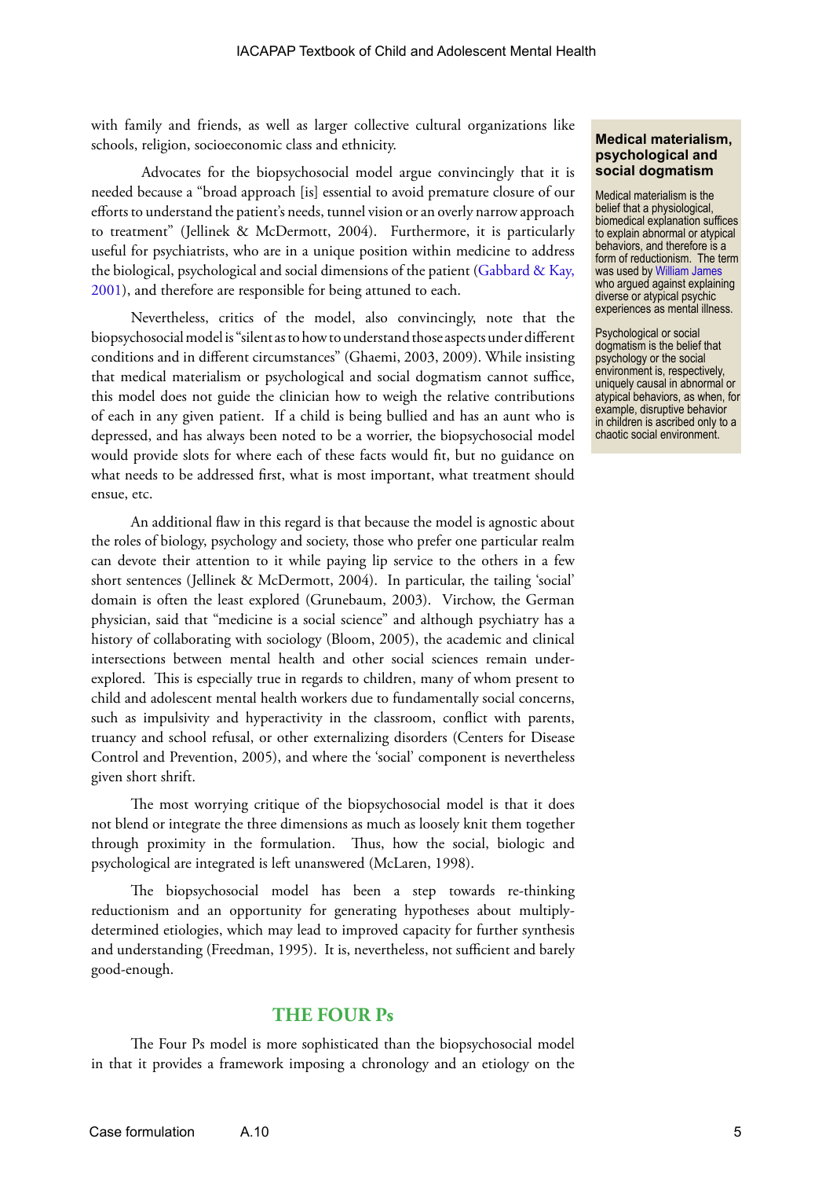with family and friends, as well as larger collective cultural organizations like schools, religion, socioeconomic class and ethnicity.

Advocates for the biopsychosocial model argue convincingly that it is needed because a "broad approach [is] essential to avoid premature closure of our efforts to understand the patient's needs, tunnel vision or an overly narrow approach to treatment" (Jellinek & McDermott, 2004). Furthermore, it is particularly useful for psychiatrists, who are in a unique position within medicine to address the biological, psychological and social dimensions of the patient (Gabbard & Kay, 2001), and therefore are responsible for being attuned to each.

Nevertheless, critics of the model, also convincingly, note that the biopsychosocial model is "silent as to how to understand those aspects under different conditions and in different circumstances" (Ghaemi, 2003, 2009). While insisting that medical materialism or psychological and social dogmatism cannot suffice, this model does not guide the clinician how to weigh the relative contributions of each in any given patient. If a child is being bullied and has an aunt who is depressed, and has always been noted to be a worrier, the biopsychosocial model would provide slots for where each of these facts would fit, but no guidance on what needs to be addressed first, what is most important, what treatment should ensue, etc.

An additional flaw in this regard is that because the model is agnostic about the roles of biology, psychology and society, those who prefer one particular realm can devote their attention to it while paying lip service to the others in a few short sentences (Jellinek & McDermott, 2004). In particular, the tailing 'social' domain is often the least explored (Grunebaum, 2003). Virchow, the German physician, said that "medicine is a social science" and although psychiatry has a history of collaborating with sociology (Bloom, 2005), the academic and clinical intersections between mental health and other social sciences remain under-explored. This is especially true in regards to children, many of whom present to child and adolescent mental health workers due to fundamentally social concerns, such as impulsivity and hyperactivity in the classroom, conflict with parents, truancy and school refusal, or other externalizing disorders (Centers for Disease Control and Prevention, 2005), and where the 'social' component is nevertheless given short shrift.

The most worrying critique of the biopsychosocial model is that it does not blend or integrate the three dimensions as much as loosely knit them together through proximity in the formulation. Thus, how the social, biologic and psychological are integrated is left unanswered (McLaren, 1998).

The biopsychosocial model has been a step towards re-thinking reductionism and an opportunity for generating hypotheses about multiply-determined etiologies, which may lead to improved capacity for further synthesis and understanding (Freedman, 1995). It is, nevertheless, not sufficient and barely good-enough.

> **Medical materialism, psychological and social dogmatism**
>
> Medical materialism is the belief that a physiological, biomedical explanation suffices to explain abnormal or atypical behaviors, and therefore is a form of reductionism. The term was used by William James who argued against explaining diverse or atypical psychic experiences as mental illness.
>
> Psychological or social dogmatism is the belief that psychology or the social environment is, respectively, uniquely causal in abnormal or atypical behaviors, as when, for example, disruptive behavior in children is ascribed only to a chaotic social environment.

## THE FOUR Ps

The Four Ps model is more sophisticated than the biopsychosocial model in that it provides a framework imposing a chronology and an etiology on the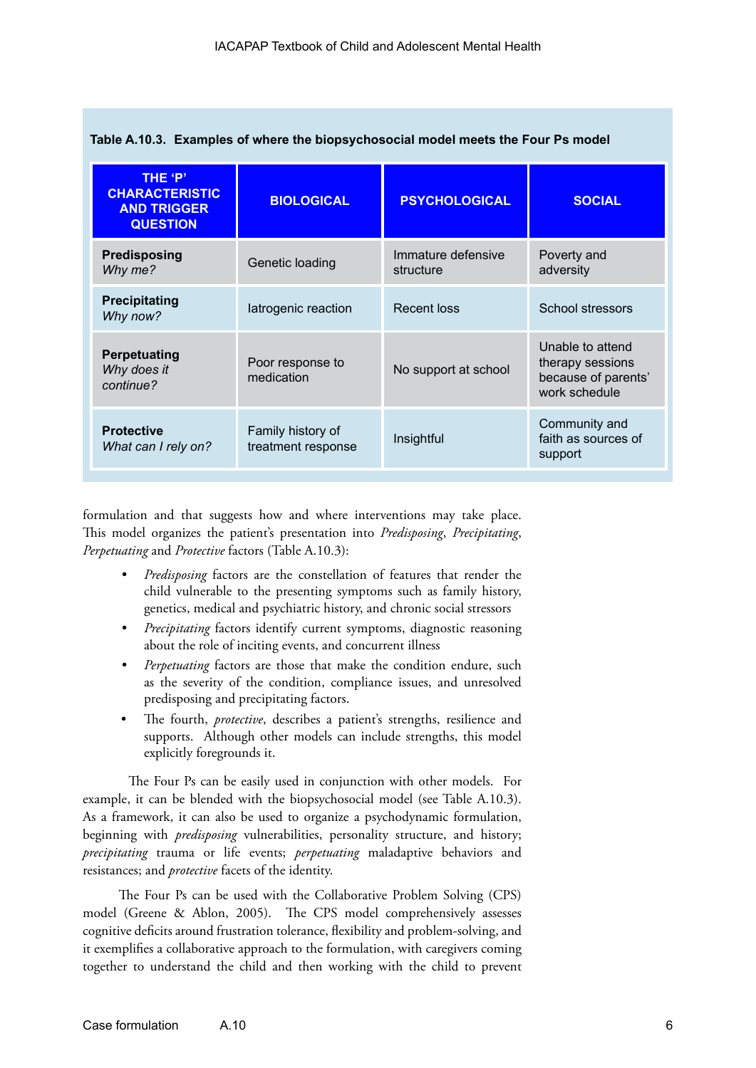**Table A.10.3. Examples of where the biopsychosocial model meets the Four Ps model**

| THE 'P' CHARACTERISTIC AND TRIGGER QUESTION | BIOLOGICAL | PSYCHOLOGICAL | SOCIAL |
|---|---|---|---|
| **Predisposing** *Why me?* | Genetic loading | Immature defensive structure | Poverty and adversity |
| **Precipitating** *Why now?* | Iatrogenic reaction | Recent loss | School stressors |
| **Perpetuating** *Why does it continue?* | Poor response to medication | No support at school | Unable to attend therapy sessions because of parents' work schedule |
| **Protective** *What can I rely on?* | Family history of treatment response | Insightful | Community and faith as sources of support |

formulation and that suggests how and where interventions may take place. This model organizes the patient's presentation into *Predisposing*, *Precipitating*, *Perpetuating* and *Protective* factors (Table A.10.3):

- *Predisposing* factors are the constellation of features that render the child vulnerable to the presenting symptoms such as family history, genetics, medical and psychiatric history, and chronic social stressors
- *Precipitating* factors identify current symptoms, diagnostic reasoning about the role of inciting events, and concurrent illness
- *Perpetuating* factors are those that make the condition endure, such as the severity of the condition, compliance issues, and unresolved predisposing and precipitating factors.
- The fourth, *protective*, describes a patient's strengths, resilience and supports. Although other models can include strengths, this model explicitly foregrounds it.

The Four Ps can be easily used in conjunction with other models. For example, it can be blended with the biopsychosocial model (see Table A.10.3). As a framework, it can also be used to organize a psychodynamic formulation, beginning with *predisposing* vulnerabilities, personality structure, and history; *precipitating* trauma or life events; *perpetuating* maladaptive behaviors and resistances; and *protective* facets of the identity.

The Four Ps can be used with the Collaborative Problem Solving (CPS) model (Greene & Ablon, 2005). The CPS model comprehensively assesses cognitive deficits around frustration tolerance, flexibility and problem-solving, and it exemplifies a collaborative approach to the formulation, with caregivers coming together to understand the child and then working with the child to prevent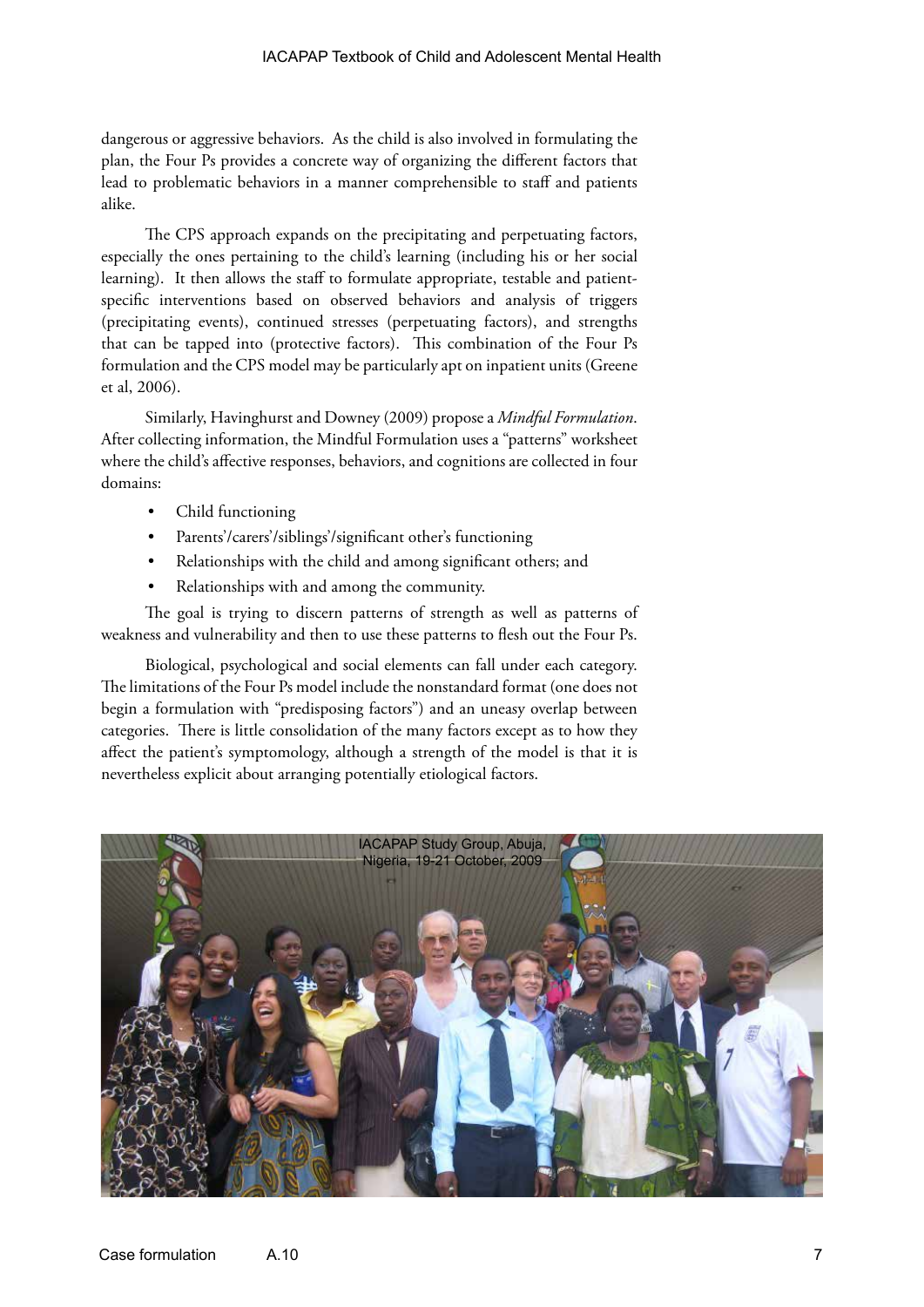dangerous or aggressive behaviors. As the child is also involved in formulating the plan, the Four Ps provides a concrete way of organizing the different factors that lead to problematic behaviors in a manner comprehensible to staff and patients alike.

The CPS approach expands on the precipitating and perpetuating factors, especially the ones pertaining to the child's learning (including his or her social learning). It then allows the staff to formulate appropriate, testable and patient-specific interventions based on observed behaviors and analysis of triggers (precipitating events), continued stresses (perpetuating factors), and strengths that can be tapped into (protective factors). This combination of the Four Ps formulation and the CPS model may be particularly apt on inpatient units (Greene et al, 2006).

Similarly, Havinghurst and Downey (2009) propose a *Mindful Formulation*. After collecting information, the Mindful Formulation uses a "patterns" worksheet where the child's affective responses, behaviors, and cognitions are collected in four domains:

- Child functioning
- Parents'/carers'/siblings'/significant other's functioning
- Relationships with the child and among significant others; and
- Relationships with and among the community.

The goal is trying to discern patterns of strength as well as patterns of weakness and vulnerability and then to use these patterns to flesh out the Four Ps.

Biological, psychological and social elements can fall under each category. The limitations of the Four Ps model include the nonstandard format (one does not begin a formulation with "predisposing factors") and an uneasy overlap between categories. There is little consolidation of the many factors except as to how they affect the patient's symptomology, although a strength of the model is that it is nevertheless explicit about arranging potentially etiological factors.

IACAPAP Study Group, Abuja, Nigeria, 19-21 October, 2009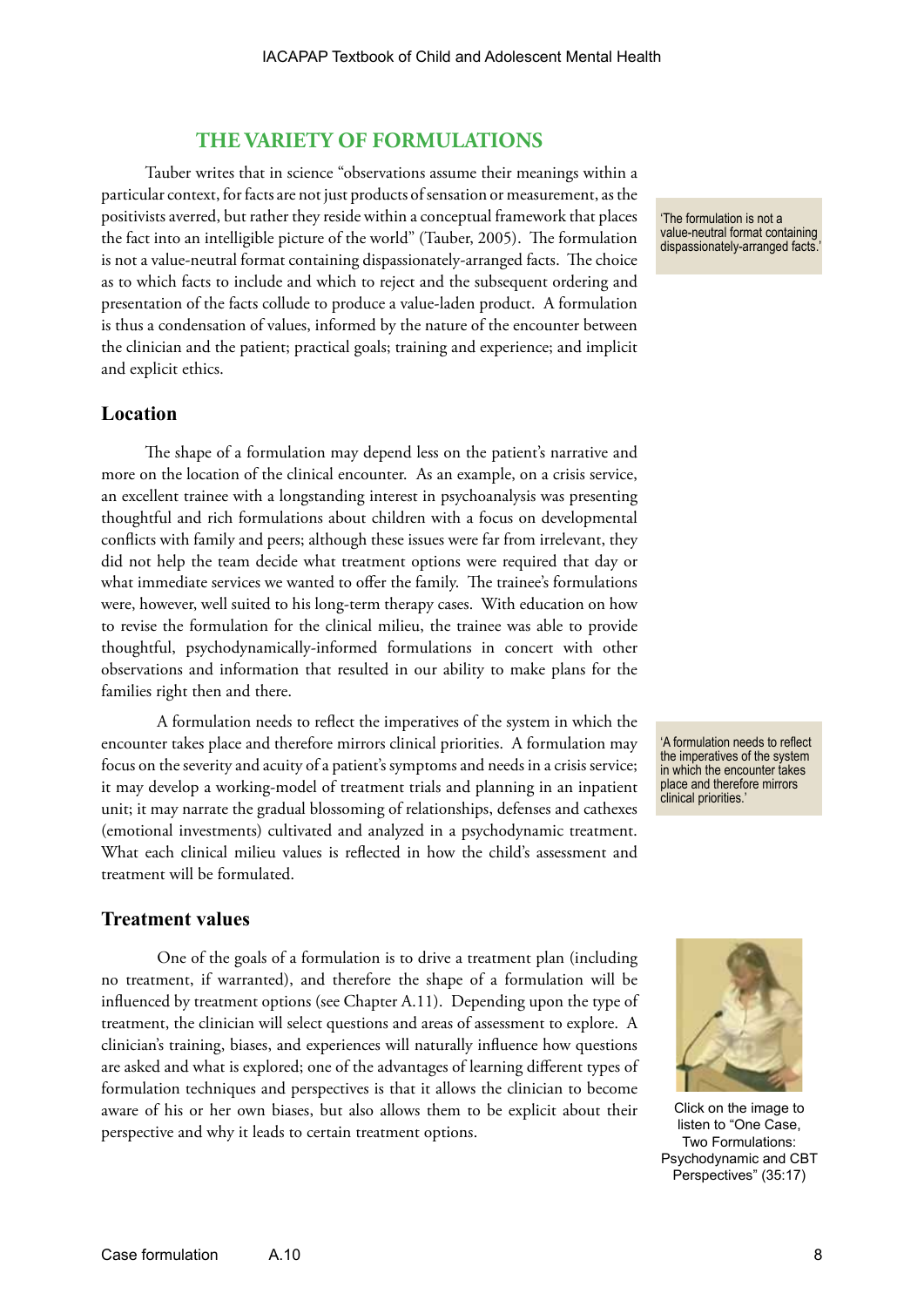## THE VARIETY OF FORMULATIONS

Tauber writes that in science "observations assume their meanings within a particular context, for facts are not just products of sensation or measurement, as the positivists averred, but rather they reside within a conceptual framework that places the fact into an intelligible picture of the world" (Tauber, 2005). The formulation is not a value-neutral format containing dispassionately-arranged facts. The choice as to which facts to include and which to reject and the subsequent ordering and presentation of the facts collude to produce a value-laden product. A formulation is thus a condensation of values, informed by the nature of the encounter between the clinician and the patient; practical goals; training and experience; and implicit and explicit ethics.

'The formulation is not a value-neutral format containing dispassionately-arranged facts.'

### Location

The shape of a formulation may depend less on the patient's narrative and more on the location of the clinical encounter. As an example, on a crisis service, an excellent trainee with a longstanding interest in psychoanalysis was presenting thoughtful and rich formulations about children with a focus on developmental conflicts with family and peers; although these issues were far from irrelevant, they did not help the team decide what treatment options were required that day or what immediate services we wanted to offer the family. The trainee's formulations were, however, well suited to his long-term therapy cases. With education on how to revise the formulation for the clinical milieu, the trainee was able to provide thoughtful, psychodynamically-informed formulations in concert with other observations and information that resulted in our ability to make plans for the families right then and there.

A formulation needs to reflect the imperatives of the system in which the encounter takes place and therefore mirrors clinical priorities. A formulation may focus on the severity and acuity of a patient's symptoms and needs in a crisis service; it may develop a working-model of treatment trials and planning in an inpatient unit; it may narrate the gradual blossoming of relationships, defenses and cathexes (emotional investments) cultivated and analyzed in a psychodynamic treatment. What each clinical milieu values is reflected in how the child's assessment and treatment will be formulated.

'A formulation needs to reflect the imperatives of the system in which the encounter takes place and therefore mirrors clinical priorities.'

### Treatment values

One of the goals of a formulation is to drive a treatment plan (including no treatment, if warranted), and therefore the shape of a formulation will be influenced by treatment options (see Chapter A.11). Depending upon the type of treatment, the clinician will select questions and areas of assessment to explore. A clinician's training, biases, and experiences will naturally influence how questions are asked and what is explored; one of the advantages of learning different types of formulation techniques and perspectives is that it allows the clinician to become aware of his or her own biases, but also allows them to be explicit about their perspective and why it leads to certain treatment options.

Click on the image to listen to "One Case, Two Formulations: Psychodynamic and CBT Perspectives" (35:17)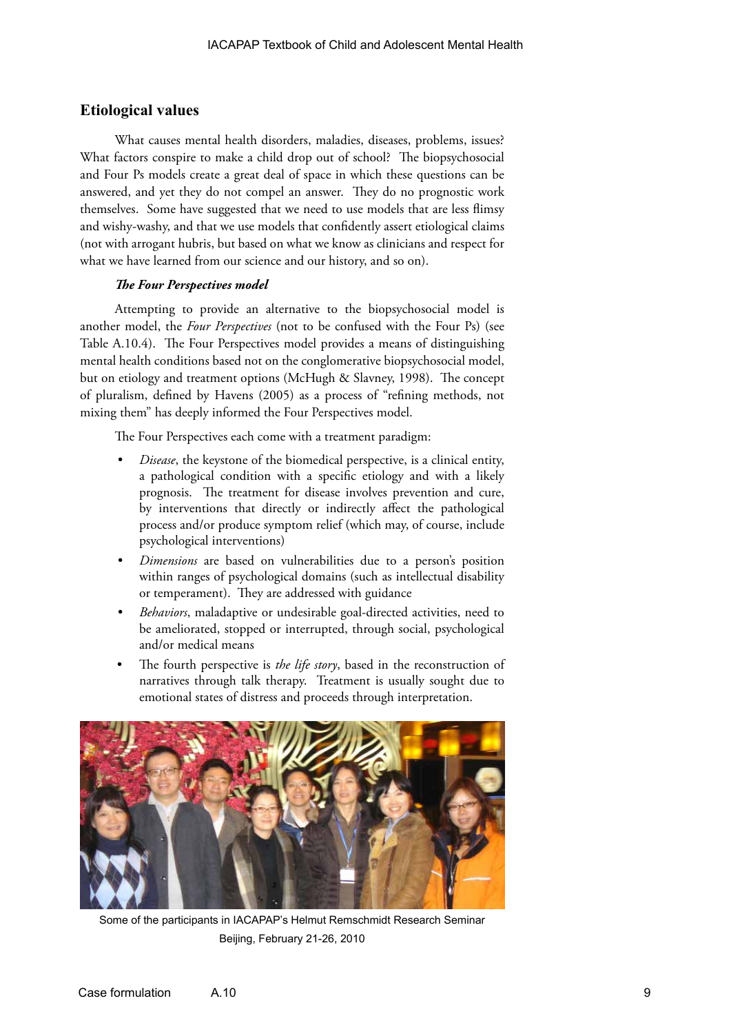## Etiological values

What causes mental health disorders, maladies, diseases, problems, issues? What factors conspire to make a child drop out of school? The biopsychosocial and Four Ps models create a great deal of space in which these questions can be answered, and yet they do not compel an answer. They do no prognostic work themselves. Some have suggested that we need to use models that are less flimsy and wishy-washy, and that we use models that confidently assert etiological claims (not with arrogant hubris, but based on what we know as clinicians and respect for what we have learned from our science and our history, and so on).

### *The Four Perspectives model*

Attempting to provide an alternative to the biopsychosocial model is another model, the *Four Perspectives* (not to be confused with the Four Ps) (see Table A.10.4). The Four Perspectives model provides a means of distinguishing mental health conditions based not on the conglomerative biopsychosocial model, but on etiology and treatment options (McHugh & Slavney, 1998). The concept of pluralism, defined by Havens (2005) as a process of "refining methods, not mixing them" has deeply informed the Four Perspectives model.

The Four Perspectives each come with a treatment paradigm:

- *Disease*, the keystone of the biomedical perspective, is a clinical entity, a pathological condition with a specific etiology and with a likely prognosis. The treatment for disease involves prevention and cure, by interventions that directly or indirectly affect the pathological process and/or produce symptom relief (which may, of course, include psychological interventions)
- *Dimensions* are based on vulnerabilities due to a person's position within ranges of psychological domains (such as intellectual disability or temperament). They are addressed with guidance
- *Behaviors*, maladaptive or undesirable goal-directed activities, need to be ameliorated, stopped or interrupted, through social, psychological and/or medical means
- The fourth perspective is *the life story*, based in the reconstruction of narratives through talk therapy. Treatment is usually sought due to emotional states of distress and proceeds through interpretation.

Some of the participants in IACAPAP's Helmut Remschmidt Research Seminar Beijing, February 21-26, 2010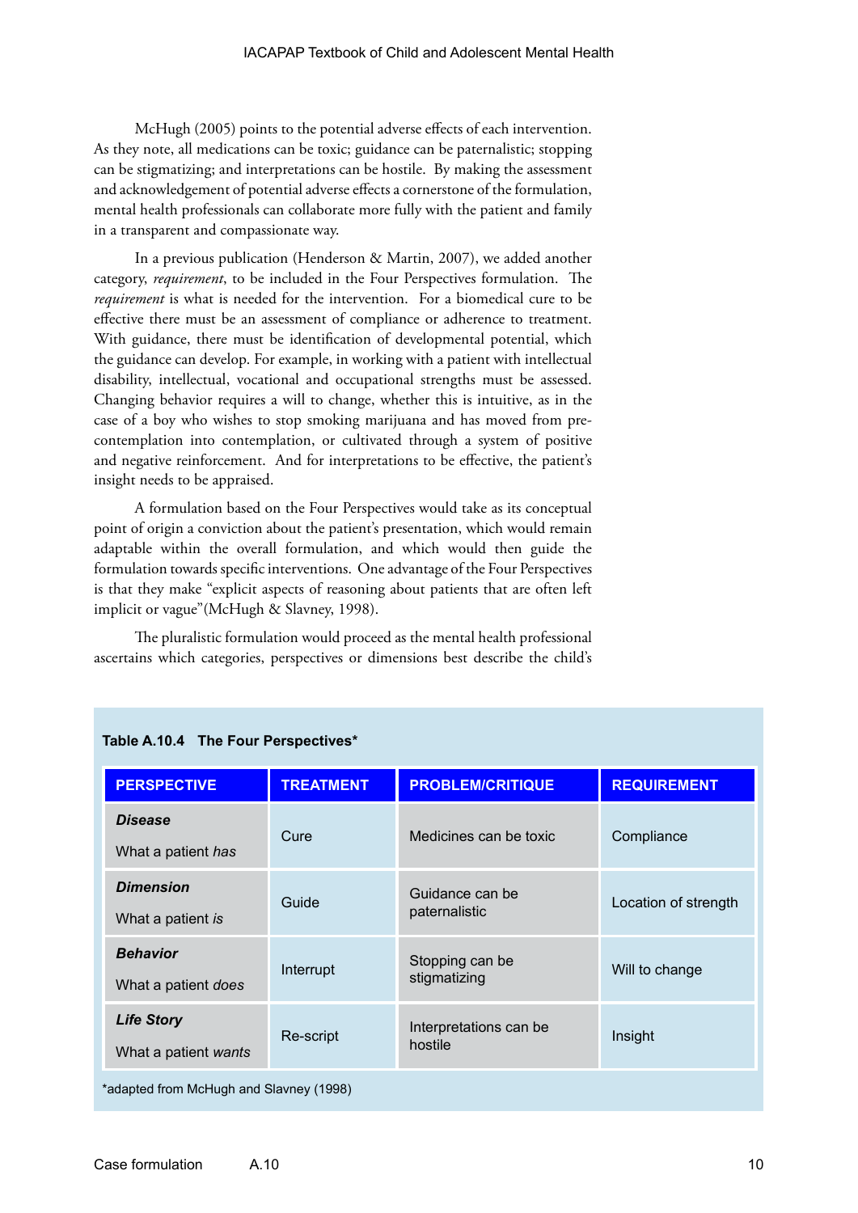McHugh (2005) points to the potential adverse effects of each intervention. As they note, all medications can be toxic; guidance can be paternalistic; stopping can be stigmatizing; and interpretations can be hostile. By making the assessment and acknowledgement of potential adverse effects a cornerstone of the formulation, mental health professionals can collaborate more fully with the patient and family in a transparent and compassionate way.

In a previous publication (Henderson & Martin, 2007), we added another category, *requirement*, to be included in the Four Perspectives formulation. The *requirement* is what is needed for the intervention. For a biomedical cure to be effective there must be an assessment of compliance or adherence to treatment. With guidance, there must be identification of developmental potential, which the guidance can develop. For example, in working with a patient with intellectual disability, intellectual, vocational and occupational strengths must be assessed. Changing behavior requires a will to change, whether this is intuitive, as in the case of a boy who wishes to stop smoking marijuana and has moved from pre-contemplation into contemplation, or cultivated through a system of positive and negative reinforcement. And for interpretations to be effective, the patient's insight needs to be appraised.

A formulation based on the Four Perspectives would take as its conceptual point of origin a conviction about the patient's presentation, which would remain adaptable within the overall formulation, and which would then guide the formulation towards specific interventions. One advantage of the Four Perspectives is that they make "explicit aspects of reasoning about patients that are often left implicit or vague"(McHugh & Slavney, 1998).

The pluralistic formulation would proceed as the mental health professional ascertains which categories, perspectives or dimensions best describe the child's

**Table A.10.4 The Four Perspectives***

| PERSPECTIVE | TREATMENT | PROBLEM/CRITIQUE | REQUIREMENT |
|---|---|---|---|
| ***Disease*** What a patient *has* | Cure | Medicines can be toxic | Compliance |
| ***Dimension*** What a patient *is* | Guide | Guidance can be paternalistic | Location of strength |
| ***Behavior*** What a patient *does* | Interrupt | Stopping can be stigmatizing | Will to change |
| ***Life Story*** What a patient *wants* | Re-script | Interpretations can be hostile | Insight |

*adapted from McHugh and Slavney (1998)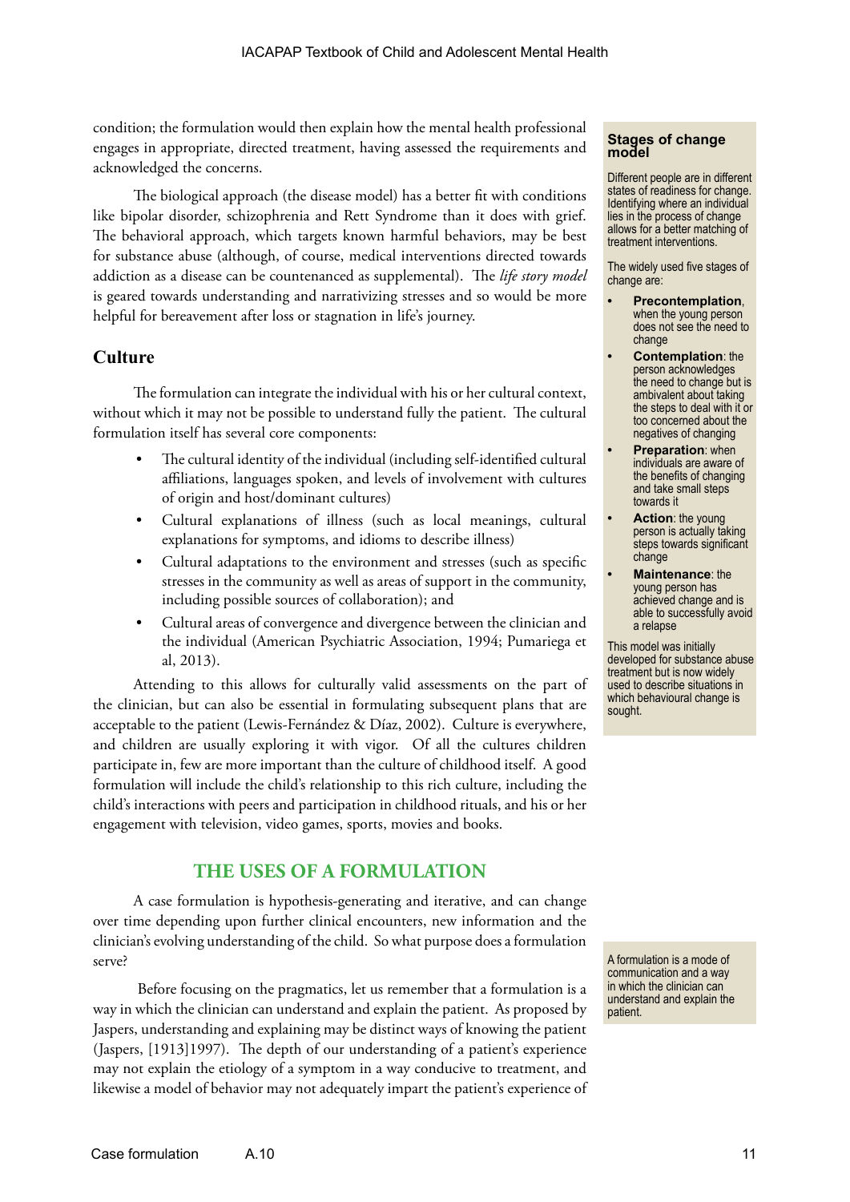condition; the formulation would then explain how the mental health professional engages in appropriate, directed treatment, having assessed the requirements and acknowledged the concerns.

The biological approach (the disease model) has a better fit with conditions like bipolar disorder, schizophrenia and Rett Syndrome than it does with grief. The behavioral approach, which targets known harmful behaviors, may be best for substance abuse (although, of course, medical interventions directed towards addiction as a disease can be countenanced as supplemental). The *life story model* is geared towards understanding and narrativizing stresses and so would be more helpful for bereavement after loss or stagnation in life's journey.

## Culture

The formulation can integrate the individual with his or her cultural context, without which it may not be possible to understand fully the patient. The cultural formulation itself has several core components:

- The cultural identity of the individual (including self-identified cultural affiliations, languages spoken, and levels of involvement with cultures of origin and host/dominant cultures)
- Cultural explanations of illness (such as local meanings, cultural explanations for symptoms, and idioms to describe illness)
- Cultural adaptations to the environment and stresses (such as specific stresses in the community as well as areas of support in the community, including possible sources of collaboration); and
- Cultural areas of convergence and divergence between the clinician and the individual (American Psychiatric Association, 1994; Pumariega et al, 2013).

Attending to this allows for culturally valid assessments on the part of the clinician, but can also be essential in formulating subsequent plans that are acceptable to the patient (Lewis-Fernández & Díaz, 2002). Culture is everywhere, and children are usually exploring it with vigor. Of all the cultures children participate in, few are more important than the culture of childhood itself. A good formulation will include the child's relationship to this rich culture, including the child's interactions with peers and participation in childhood rituals, and his or her engagement with television, video games, sports, movies and books.

> **Stages of change model**
>
> Different people are in different states of readiness for change. Identifying where an individual lies in the process of change allows for a better matching of treatment interventions.
>
> The widely used five stages of change are:
>
> - **Precontemplation**, when the young person does not see the need to change
> - **Contemplation**: the person acknowledges the need to change but is ambivalent about taking the steps to deal with it or too concerned about the negatives of changing
> - **Preparation**: when individuals are aware of the benefits of changing and take small steps towards it
> - **Action**: the young person is actually taking steps towards significant change
> - **Maintenance**: the young person has achieved change and is able to successfully avoid a relapse
>
> This model was initially developed for substance abuse treatment but is now widely used to describe situations in which behavioural change is sought.

## THE USES OF A FORMULATION

A case formulation is hypothesis-generating and iterative, and can change over time depending upon further clinical encounters, new information and the clinician's evolving understanding of the child. So what purpose does a formulation serve?

Before focusing on the pragmatics, let us remember that a formulation is a way in which the clinician can understand and explain the patient. As proposed by Jaspers, understanding and explaining may be distinct ways of knowing the patient (Jaspers, [1913]1997). The depth of our understanding of a patient's experience may not explain the etiology of a symptom in a way conducive to treatment, and likewise a model of behavior may not adequately impart the patient's experience of

> A formulation is a mode of communication and a way in which the clinician can understand and explain the patient.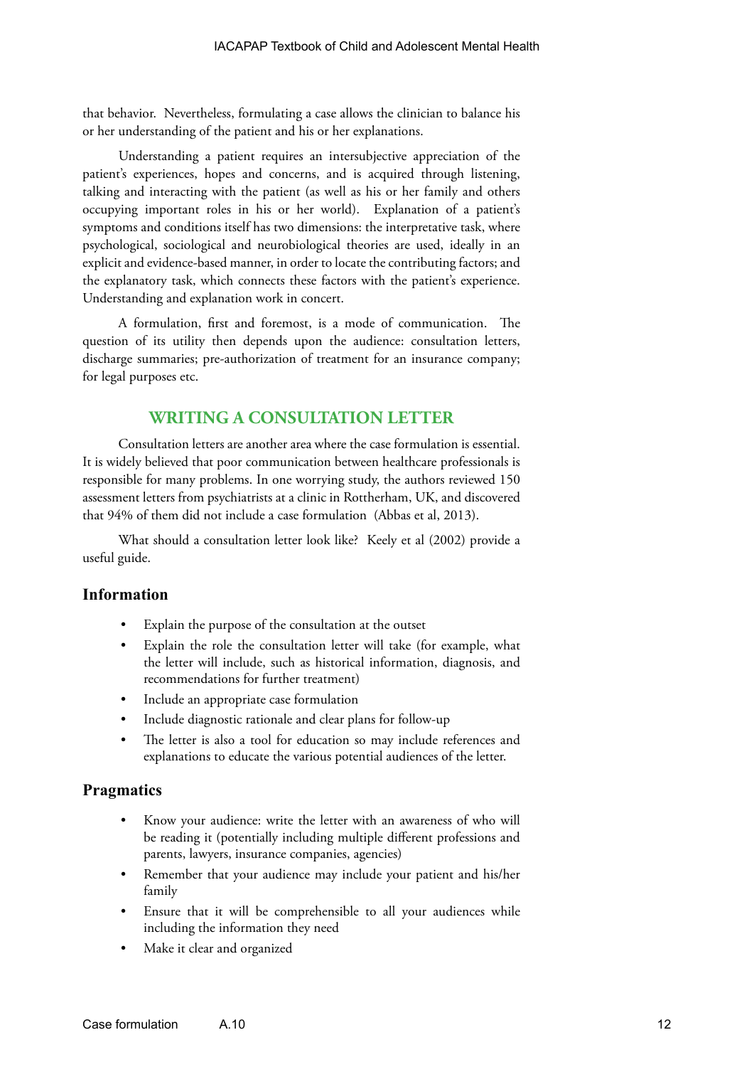that behavior. Nevertheless, formulating a case allows the clinician to balance his or her understanding of the patient and his or her explanations.

Understanding a patient requires an intersubjective appreciation of the patient's experiences, hopes and concerns, and is acquired through listening, talking and interacting with the patient (as well as his or her family and others occupying important roles in his or her world). Explanation of a patient's symptoms and conditions itself has two dimensions: the interpretative task, where psychological, sociological and neurobiological theories are used, ideally in an explicit and evidence-based manner, in order to locate the contributing factors; and the explanatory task, which connects these factors with the patient's experience. Understanding and explanation work in concert.

A formulation, first and foremost, is a mode of communication. The question of its utility then depends upon the audience: consultation letters, discharge summaries; pre-authorization of treatment for an insurance company; for legal purposes etc.

## WRITING A CONSULTATION LETTER

Consultation letters are another area where the case formulation is essential. It is widely believed that poor communication between healthcare professionals is responsible for many problems. In one worrying study, the authors reviewed 150 assessment letters from psychiatrists at a clinic in Rottherham, UK, and discovered that 94% of them did not include a case formulation (Abbas et al, 2013).

What should a consultation letter look like? Keely et al (2002) provide a useful guide.

### Information

- Explain the purpose of the consultation at the outset
- Explain the role the consultation letter will take (for example, what the letter will include, such as historical information, diagnosis, and recommendations for further treatment)
- Include an appropriate case formulation
- Include diagnostic rationale and clear plans for follow-up
- The letter is also a tool for education so may include references and explanations to educate the various potential audiences of the letter.

### Pragmatics

- Know your audience: write the letter with an awareness of who will be reading it (potentially including multiple different professions and parents, lawyers, insurance companies, agencies)
- Remember that your audience may include your patient and his/her family
- Ensure that it will be comprehensible to all your audiences while including the information they need
- Make it clear and organized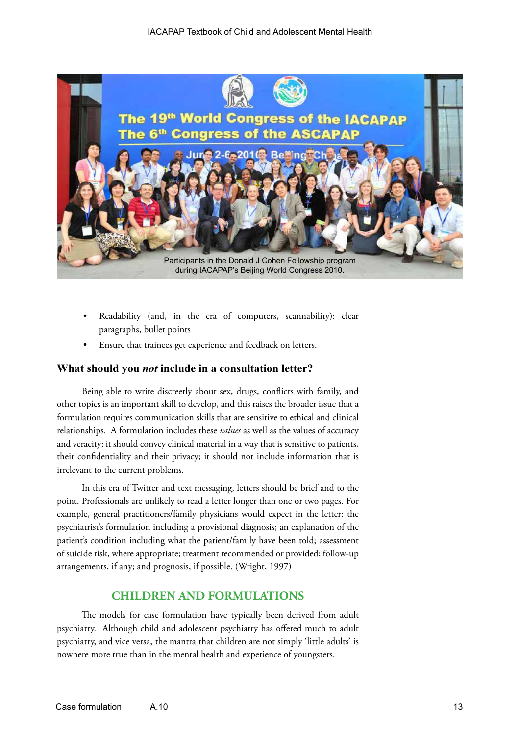Participants in the Donald J Cohen Fellowship program during IACAPAP's Beijing World Congress 2010.

- Readability (and, in the era of computers, scannability): clear paragraphs, bullet points
- Ensure that trainees get experience and feedback on letters.

### What should you *not* include in a consultation letter?

Being able to write discreetly about sex, drugs, conflicts with family, and other topics is an important skill to develop, and this raises the broader issue that a formulation requires communication skills that are sensitive to ethical and clinical relationships. A formulation includes these *values* as well as the values of accuracy and veracity; it should convey clinical material in a way that is sensitive to patients, their confidentiality and their privacy; it should not include information that is irrelevant to the current problems.

In this era of Twitter and text messaging, letters should be brief and to the point. Professionals are unlikely to read a letter longer than one or two pages. For example, general practitioners/family physicians would expect in the letter: the psychiatrist's formulation including a provisional diagnosis; an explanation of the patient's condition including what the patient/family have been told; assessment of suicide risk, where appropriate; treatment recommended or provided; follow-up arrangements, if any; and prognosis, if possible. (Wright, 1997)

## CHILDREN AND FORMULATIONS

The models for case formulation have typically been derived from adult psychiatry. Although child and adolescent psychiatry has offered much to adult psychiatry, and vice versa, the mantra that children are not simply 'little adults' is nowhere more true than in the mental health and experience of youngsters.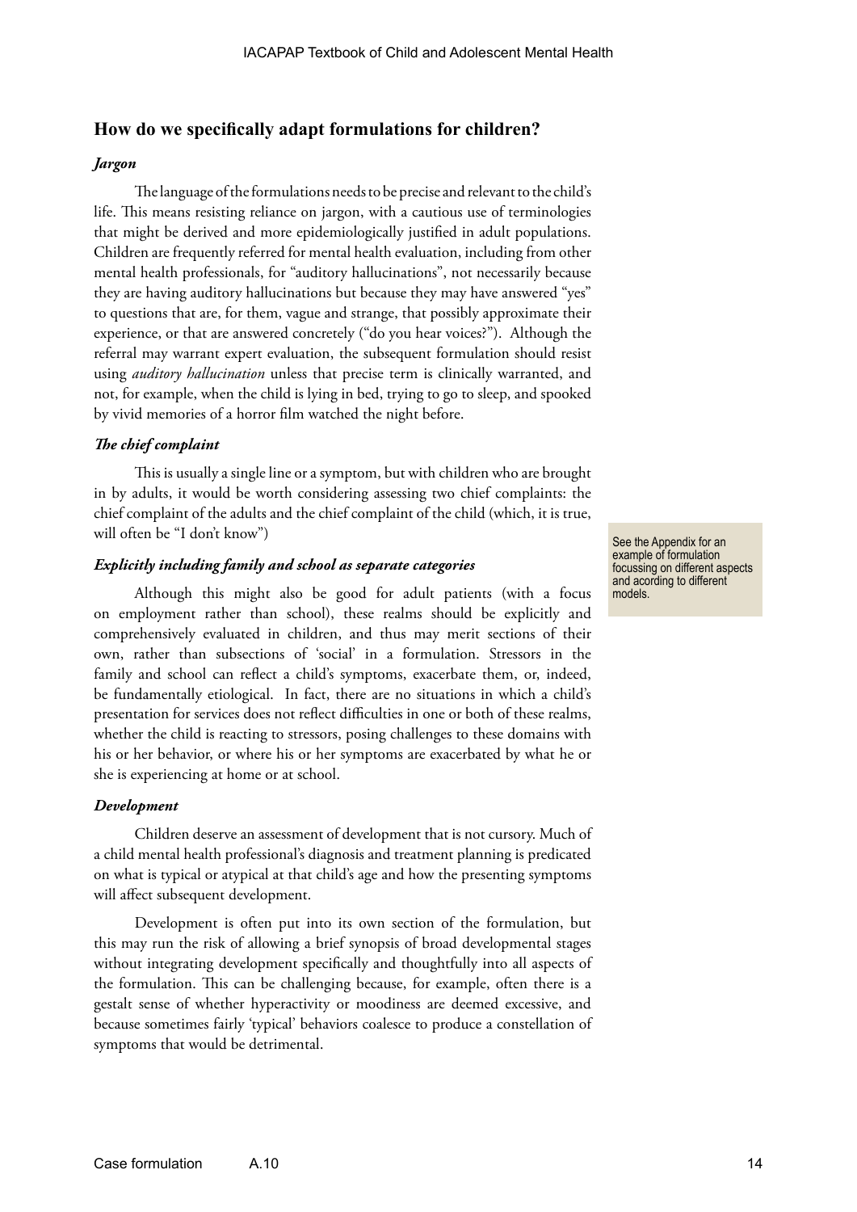## How do we specifically adapt formulations for children?

### *Jargon*

The language of the formulations needs to be precise and relevant to the child's life. This means resisting reliance on jargon, with a cautious use of terminologies that might be derived and more epidemiologically justified in adult populations. Children are frequently referred for mental health evaluation, including from other mental health professionals, for "auditory hallucinations", not necessarily because they are having auditory hallucinations but because they may have answered "yes" to questions that are, for them, vague and strange, that possibly approximate their experience, or that are answered concretely ("do you hear voices?"). Although the referral may warrant expert evaluation, the subsequent formulation should resist using *auditory hallucination* unless that precise term is clinically warranted, and not, for example, when the child is lying in bed, trying to go to sleep, and spooked by vivid memories of a horror film watched the night before.

### *The chief complaint*

This is usually a single line or a symptom, but with children who are brought in by adults, it would be worth considering assessing two chief complaints: the chief complaint of the adults and the chief complaint of the child (which, it is true, will often be "I don't know")

### *Explicitly including family and school as separate categories*

Although this might also be good for adult patients (with a focus on employment rather than school), these realms should be explicitly and comprehensively evaluated in children, and thus may merit sections of their own, rather than subsections of 'social' in a formulation. Stressors in the family and school can reflect a child's symptoms, exacerbate them, or, indeed, be fundamentally etiological. In fact, there are no situations in which a child's presentation for services does not reflect difficulties in one or both of these realms, whether the child is reacting to stressors, posing challenges to these domains with his or her behavior, or where his or her symptoms are exacerbated by what he or she is experiencing at home or at school.

See the Appendix for an example of formulation focussing on different aspects and acording to different models.

### *Development*

Children deserve an assessment of development that is not cursory. Much of a child mental health professional's diagnosis and treatment planning is predicated on what is typical or atypical at that child's age and how the presenting symptoms will affect subsequent development.

Development is often put into its own section of the formulation, but this may run the risk of allowing a brief synopsis of broad developmental stages without integrating development specifically and thoughtfully into all aspects of the formulation. This can be challenging because, for example, often there is a gestalt sense of whether hyperactivity or moodiness are deemed excessive, and because sometimes fairly 'typical' behaviors coalesce to produce a constellation of symptoms that would be detrimental.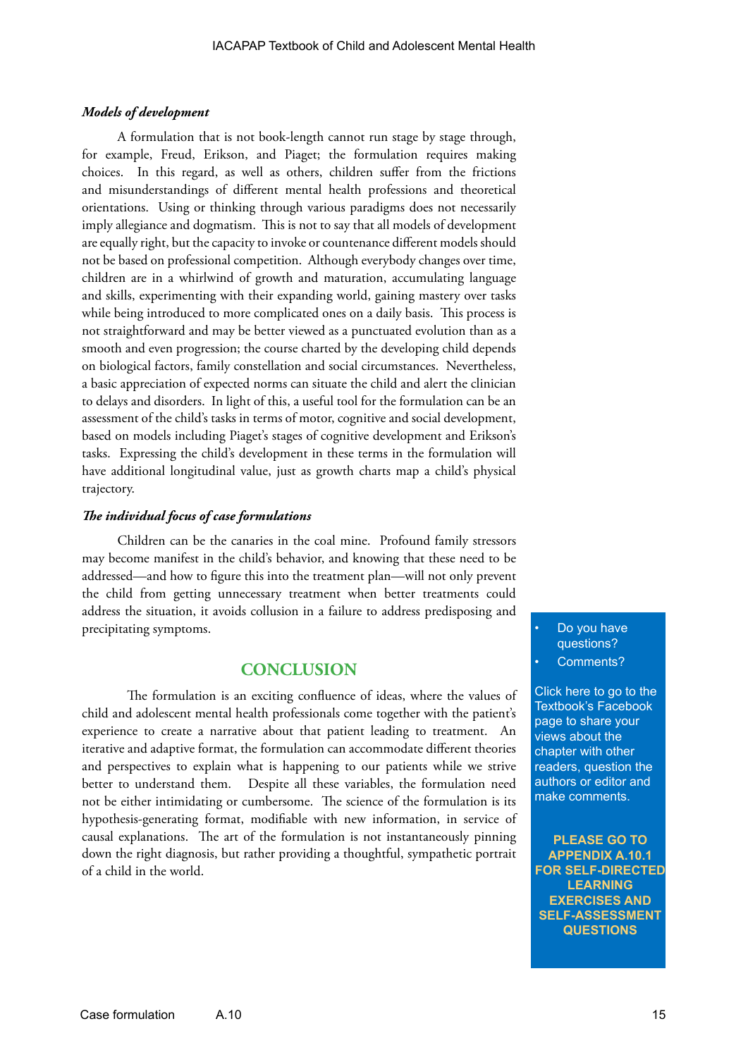### *Models of development*

A formulation that is not book-length cannot run stage by stage through, for example, Freud, Erikson, and Piaget; the formulation requires making choices. In this regard, as well as others, children suffer from the frictions and misunderstandings of different mental health professions and theoretical orientations. Using or thinking through various paradigms does not necessarily imply allegiance and dogmatism. This is not to say that all models of development are equally right, but the capacity to invoke or countenance different models should not be based on professional competition. Although everybody changes over time, children are in a whirlwind of growth and maturation, accumulating language and skills, experimenting with their expanding world, gaining mastery over tasks while being introduced to more complicated ones on a daily basis. This process is not straightforward and may be better viewed as a punctuated evolution than as a smooth and even progression; the course charted by the developing child depends on biological factors, family constellation and social circumstances. Nevertheless, a basic appreciation of expected norms can situate the child and alert the clinician to delays and disorders. In light of this, a useful tool for the formulation can be an assessment of the child's tasks in terms of motor, cognitive and social development, based on models including Piaget's stages of cognitive development and Erikson's tasks. Expressing the child's development in these terms in the formulation will have additional longitudinal value, just as growth charts map a child's physical trajectory.

### *The individual focus of case formulations*

Children can be the canaries in the coal mine. Profound family stressors may become manifest in the child's behavior, and knowing that these need to be addressed—and how to figure this into the treatment plan—will not only prevent the child from getting unnecessary treatment when better treatments could address the situation, it avoids collusion in a failure to address predisposing and precipitating symptoms.

## CONCLUSION

The formulation is an exciting confluence of ideas, where the values of child and adolescent mental health professionals come together with the patient's experience to create a narrative about that patient leading to treatment. An iterative and adaptive format, the formulation can accommodate different theories and perspectives to explain what is happening to our patients while we strive better to understand them. Despite all these variables, the formulation need not be either intimidating or cumbersome. The science of the formulation is its hypothesis-generating format, modifiable with new information, in service of causal explanations. The art of the formulation is not instantaneously pinning down the right diagnosis, but rather providing a thoughtful, sympathetic portrait of a child in the world.

- Do you have questions?
- Comments?

Click here to go to the Textbook's Facebook page to share your views about the chapter with other readers, question the authors or editor and make comments.

**PLEASE GO TO APPENDIX A.10.1 FOR SELF-DIRECTED LEARNING EXERCISES AND SELF-ASSESSMENT QUESTIONS**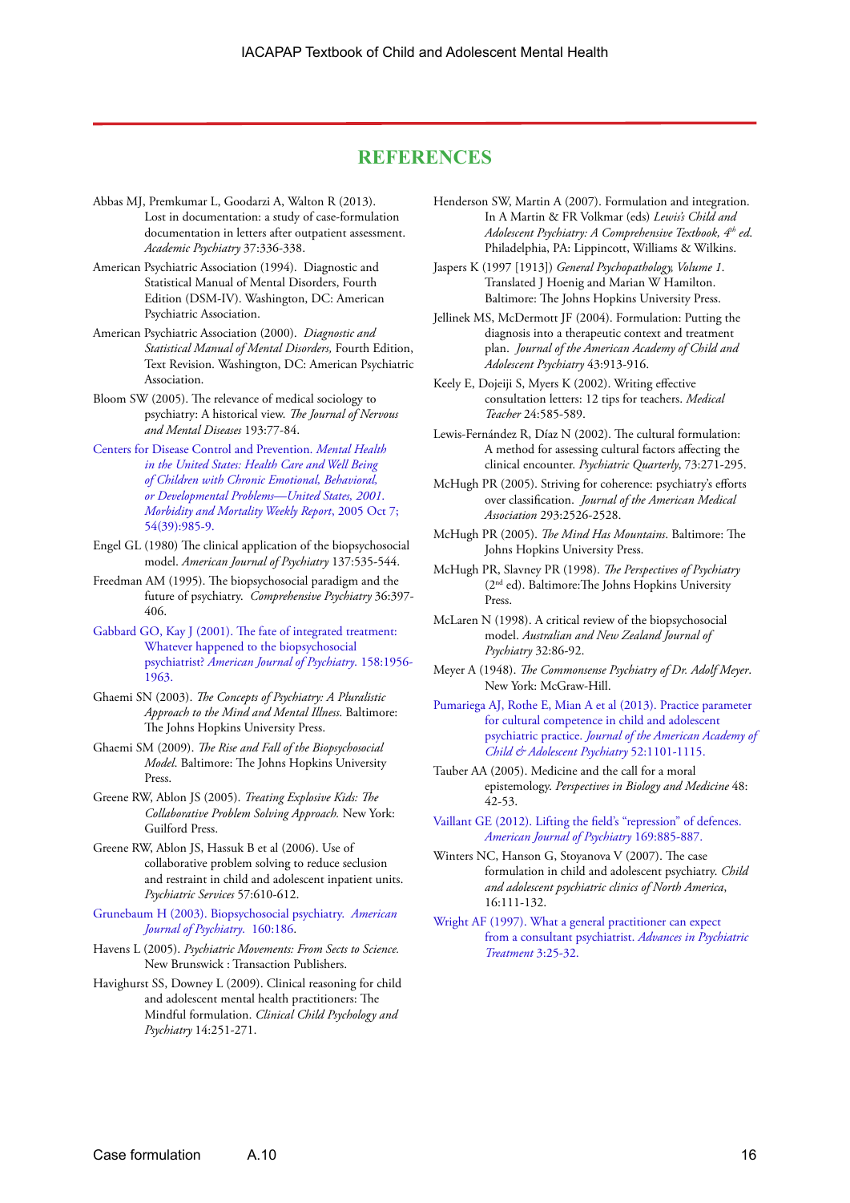# REFERENCES

Abbas MJ, Premkumar L, Goodarzi A, Walton R (2013). Lost in documentation: a study of case-formulation documentation in letters after outpatient assessment. *Academic Psychiatry* 37:336-338.

American Psychiatric Association (1994). Diagnostic and Statistical Manual of Mental Disorders, Fourth Edition (DSM-IV). Washington, DC: American Psychiatric Association.

American Psychiatric Association (2000). *Diagnostic and Statistical Manual of Mental Disorders,* Fourth Edition, Text Revision. Washington, DC: American Psychiatric Association.

Bloom SW (2005). The relevance of medical sociology to psychiatry: A historical view. *The Journal of Nervous and Mental Diseases* 193:77-84.

Centers for Disease Control and Prevention. *Mental Health in the United States: Health Care and Well Being of Children with Chronic Emotional, Behavioral, or Developmental Problems—United States, 2001. Morbidity and Mortality Weekly Report*, 2005 Oct 7; 54(39):985-9.

Engel GL (1980) The clinical application of the biopsychosocial model. *American Journal of Psychiatry* 137:535-544.

Freedman AM (1995). The biopsychosocial paradigm and the future of psychiatry. *Comprehensive Psychiatry* 36:397-406.

Gabbard GO, Kay J (2001). The fate of integrated treatment: Whatever happened to the biopsychosocial psychiatrist? *American Journal of Psychiatry*. 158:1956-1963.

Ghaemi SN (2003). *The Concepts of Psychiatry: A Pluralistic Approach to the Mind and Mental Illness*. Baltimore: The Johns Hopkins University Press.

Ghaemi SM (2009). *The Rise and Fall of the Biopsychosocial Model*. Baltimore: The Johns Hopkins University Press.

Greene RW, Ablon JS (2005). *Treating Explosive Kids: The Collaborative Problem Solving Approach.* New York: Guilford Press.

Greene RW, Ablon JS, Hassuk B et al (2006). Use of collaborative problem solving to reduce seclusion and restraint in child and adolescent inpatient units. *Psychiatric Services* 57:610-612.

Grunebaum H (2003). Biopsychosocial psychiatry. *American Journal of Psychiatry*. 160:186.

Havens L (2005). *Psychiatric Movements: From Sects to Science.* New Brunswick : Transaction Publishers.

Havighurst SS, Downey L (2009). Clinical reasoning for child and adolescent mental health practitioners: The Mindful formulation. *Clinical Child Psychology and Psychiatry* 14:251-271.

Henderson SW, Martin A (2007). Formulation and integration. In A Martin & FR Volkmar (eds) *Lewis's Child and Adolescent Psychiatry: A Comprehensive Textbook, 4th ed.* Philadelphia, PA: Lippincott, Williams & Wilkins.

Jaspers K (1997 [1913]) *General Psychopathology, Volume 1*. Translated J Hoenig and Marian W Hamilton. Baltimore: The Johns Hopkins University Press.

Jellinek MS, McDermott JF (2004). Formulation: Putting the diagnosis into a therapeutic context and treatment plan. *Journal of the American Academy of Child and Adolescent Psychiatry* 43:913-916.

Keely E, Dojeiji S, Myers K (2002). Writing effective consultation letters: 12 tips for teachers. *Medical Teacher* 24:585-589.

Lewis-Fernández R, Díaz N (2002). The cultural formulation: A method for assessing cultural factors affecting the clinical encounter. *Psychiatric Quarterly*, 73:271-295.

McHugh PR (2005). Striving for coherence: psychiatry's efforts over classification. *Journal of the American Medical Association* 293:2526-2528.

McHugh PR (2005). *The Mind Has Mountains*. Baltimore: The Johns Hopkins University Press.

McHugh PR, Slavney PR (1998). *The Perspectives of Psychiatry* (2nd ed). Baltimore:The Johns Hopkins University Press.

McLaren N (1998). A critical review of the biopsychosocial model. *Australian and New Zealand Journal of Psychiatry* 32:86-92.

Meyer A (1948). *The Commonsense Psychiatry of Dr. Adolf Meyer*. New York: McGraw-Hill.

Pumariega AJ, Rothe E, Mian A et al (2013). Practice parameter for cultural competence in child and adolescent psychiatric practice. *Journal of the American Academy of Child & Adolescent Psychiatry* 52:1101-1115.

Tauber AA (2005). Medicine and the call for a moral epistemology. *Perspectives in Biology and Medicine* 48: 42-53.

Vaillant GE (2012). Lifting the field's "repression" of defences. *American Journal of Psychiatry* 169:885-887.

Winters NC, Hanson G, Stoyanova V (2007). The case formulation in child and adolescent psychiatry. *Child and adolescent psychiatric clinics of North America*, 16:111-132.

Wright AF (1997). What a general practitioner can expect from a consultant psychiatrist. *Advances in Psychiatric Treatment* 3:25-32.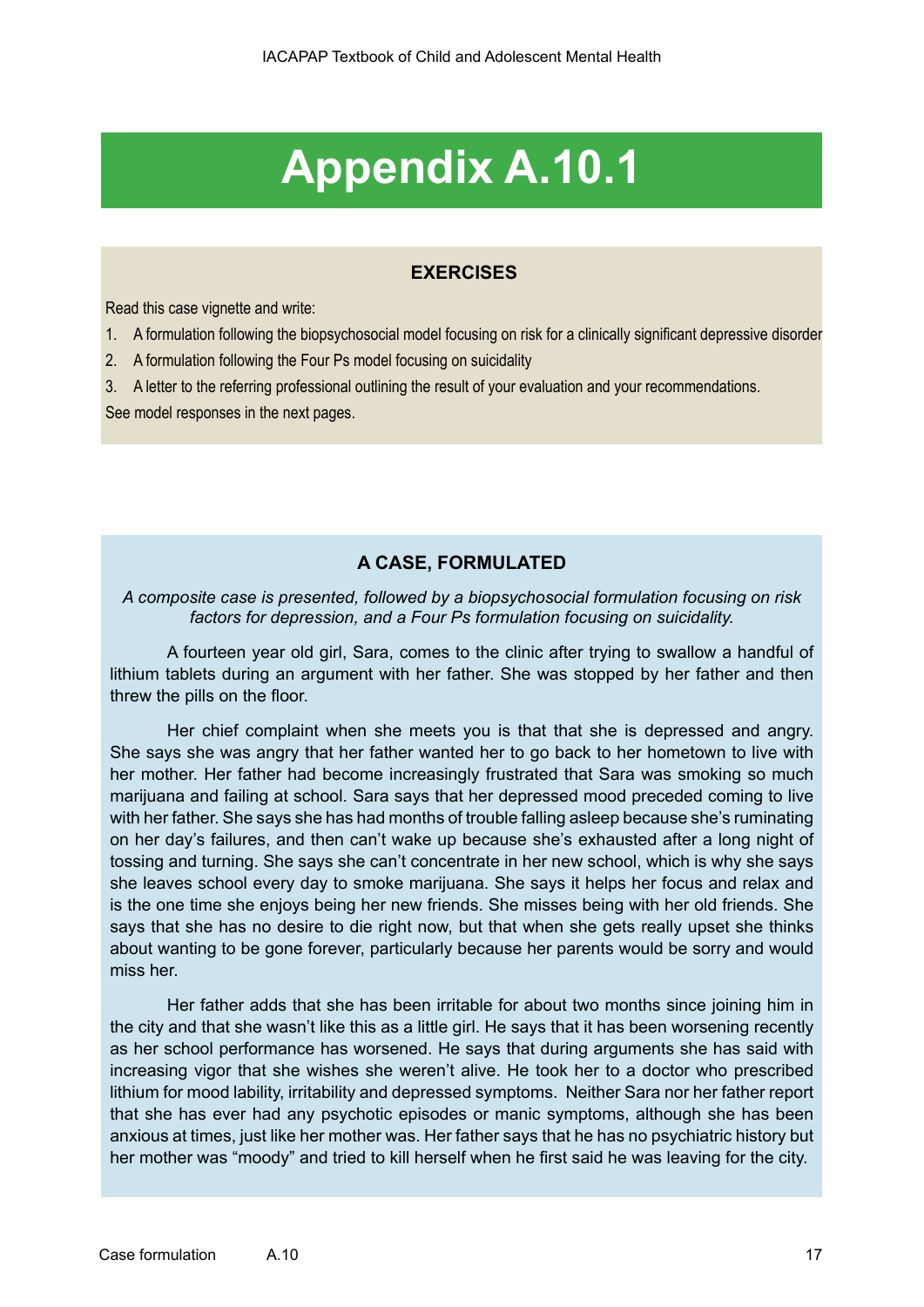# Appendix A.10.1

**EXERCISES**

Read this case vignette and write:

1. A formulation following the biopsychosocial model focusing on risk for a clinically significant depressive disorder
2. A formulation following the Four Ps model focusing on suicidality
3. A letter to the referring professional outlining the result of your evaluation and your recommendations.

See model responses in the next pages.

**A CASE, FORMULATED**

*A composite case is presented, followed by a biopsychosocial formulation focusing on risk factors for depression, and a Four Ps formulation focusing on suicidality.*

A fourteen year old girl, Sara, comes to the clinic after trying to swallow a handful of lithium tablets during an argument with her father. She was stopped by her father and then threw the pills on the floor.

Her chief complaint when she meets you is that that she is depressed and angry. She says she was angry that her father wanted her to go back to her hometown to live with her mother. Her father had become increasingly frustrated that Sara was smoking so much marijuana and failing at school. Sara says that her depressed mood preceded coming to live with her father. She says she has had months of trouble falling asleep because she's ruminating on her day's failures, and then can't wake up because she's exhausted after a long night of tossing and turning. She says she can't concentrate in her new school, which is why she says she leaves school every day to smoke marijuana. She says it helps her focus and relax and is the one time she enjoys being her new friends. She misses being with her old friends. She says that she has no desire to die right now, but that when she gets really upset she thinks about wanting to be gone forever, particularly because her parents would be sorry and would miss her.

Her father adds that she has been irritable for about two months since joining him in the city and that she wasn't like this as a little girl. He says that it has been worsening recently as her school performance has worsened. He says that during arguments she has said with increasing vigor that she wishes she weren't alive. He took her to a doctor who prescribed lithium for mood lability, irritability and depressed symptoms. Neither Sara nor her father report that she has ever had any psychotic episodes or manic symptoms, although she has been anxious at times, just like her mother was. Her father says that he has no psychiatric history but her mother was "moody" and tried to kill herself when he first said he was leaving for the city.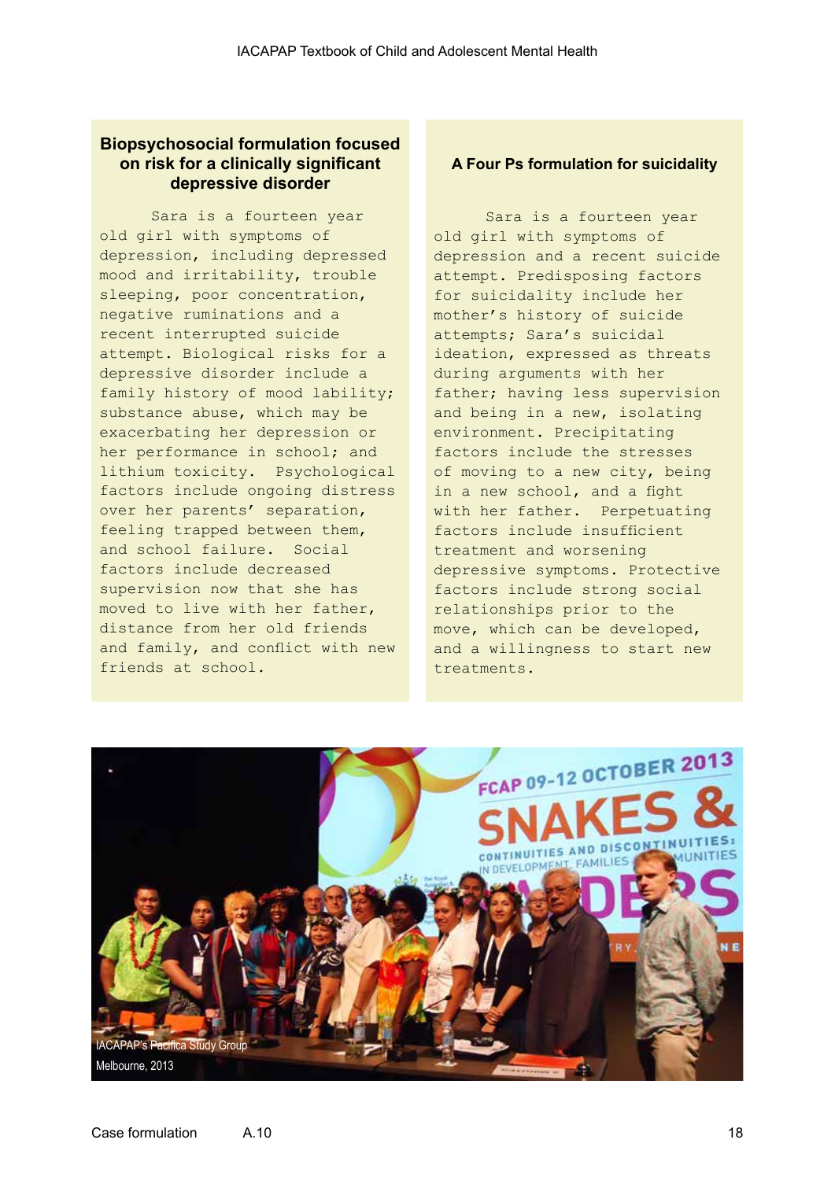### Biopsychosocial formulation focused on risk for a clinically significant depressive disorder

Sara is a fourteen year old girl with symptoms of depression, including depressed mood and irritability, trouble sleeping, poor concentration, negative ruminations and a recent interrupted suicide attempt. Biological risks for a depressive disorder include a family history of mood lability; substance abuse, which may be exacerbating her depression or her performance in school; and lithium toxicity. Psychological factors include ongoing distress over her parents' separation, feeling trapped between them, and school failure. Social factors include decreased supervision now that she has moved to live with her father, distance from her old friends and family, and conflict with new friends at school.

### A Four Ps formulation for suicidality

Sara is a fourteen year old girl with symptoms of depression and a recent suicide attempt. Predisposing factors for suicidality include her mother's history of suicide attempts; Sara's suicidal ideation, expressed as threats during arguments with her father; having less supervision and being in a new, isolating environment. Precipitating factors include the stresses of moving to a new city, being in a new school, and a fight with her father. Perpetuating factors include insufficient treatment and worsening depressive symptoms. Protective factors include strong social relationships prior to the move, which can be developed, and a willingness to start new treatments.

IACAPAP's Pacifica Study Group
Melbourne, 2013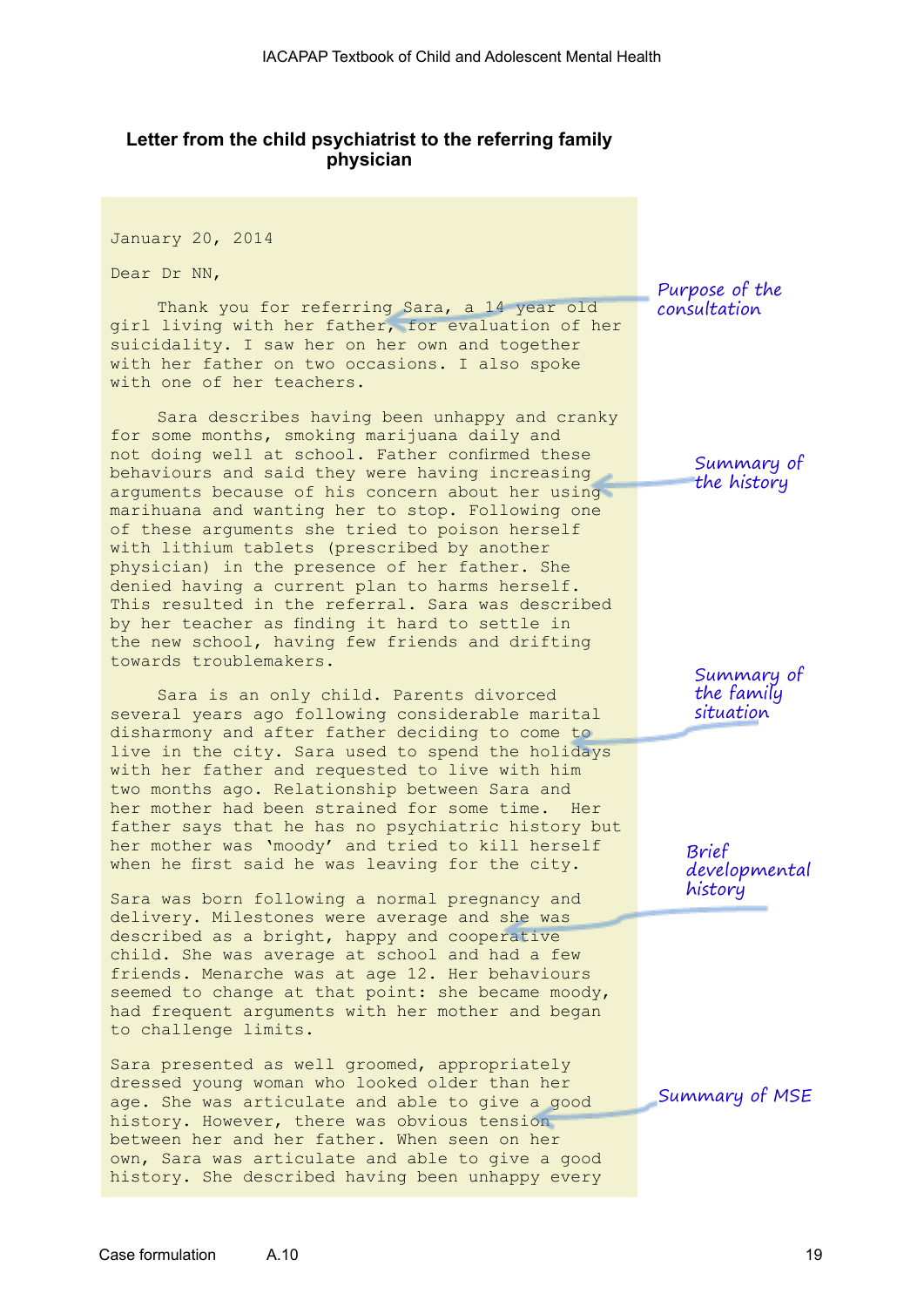### Letter from the child psychiatrist to the referring family physician

January 20, 2014

Dear Dr NN,

Thank you for referring Sara, a 14 year old girl living with her father, for evaluation of her suicidality. I saw her on her own and together with her father on two occasions. I also spoke with one of her teachers.

*Purpose of the consultation*

Sara describes having been unhappy and cranky for some months, smoking marijuana daily and not doing well at school. Father confirmed these behaviours and said they were having increasing arguments because of his concern about her using marihuana and wanting her to stop. Following one of these arguments she tried to poison herself with lithium tablets (prescribed by another physician) in the presence of her father. She denied having a current plan to harms herself. This resulted in the referral. Sara was described by her teacher as finding it hard to settle in the new school, having few friends and drifting towards troublemakers.

*Summary of the history*

Sara is an only child. Parents divorced several years ago following considerable marital disharmony and after father deciding to come to live in the city. Sara used to spend the holidays with her father and requested to live with him two months ago. Relationship between Sara and her mother had been strained for some time. Her father says that he has no psychiatric history but her mother was 'moody' and tried to kill herself when he first said he was leaving for the city.

*Summary of the family situation*

Sara was born following a normal pregnancy and delivery. Milestones were average and she was described as a bright, happy and cooperative child. She was average at school and had a few friends. Menarche was at age 12. Her behaviours seemed to change at that point: she became moody, had frequent arguments with her mother and began to challenge limits.

*Brief developmental history*

Sara presented as well groomed, appropriately dressed young woman who looked older than her age. She was articulate and able to give a good history. However, there was obvious tension between her and her father. When seen on her own, Sara was articulate and able to give a good history. She described having been unhappy every

*Summary of MSE*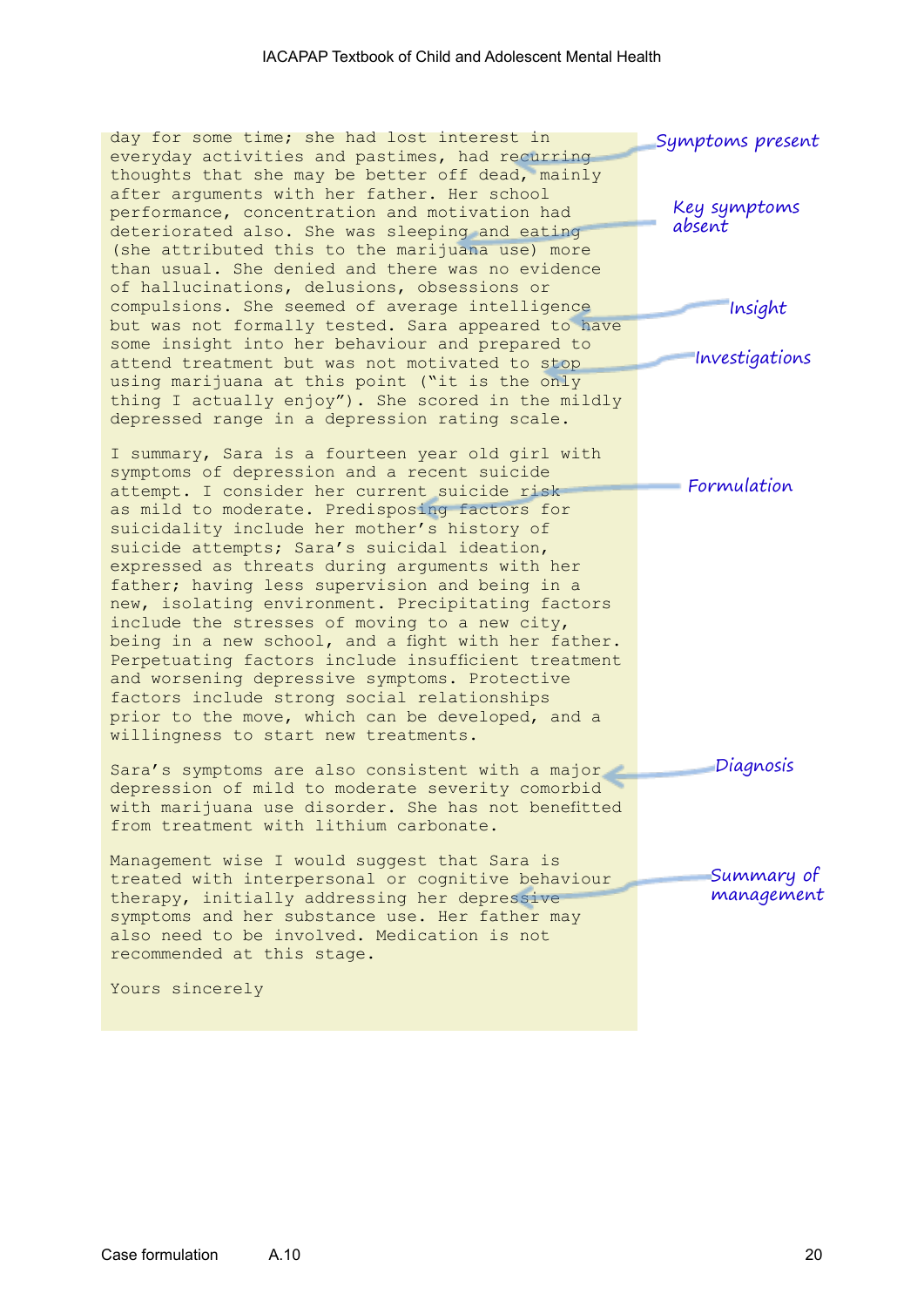day for some time; she had lost interest in everyday activities and pastimes, had recurring thoughts that she may be better off dead, mainly after arguments with her father. Her school performance, concentration and motivation had deteriorated also. She was sleeping and eating (she attributed this to the marijuana use) more than usual. She denied and there was no evidence of hallucinations, delusions, obsessions or compulsions. She seemed of average intelligence but was not formally tested. Sara appeared to have some insight into her behaviour and prepared to attend treatment but was not motivated to stop using marijuana at this point ("it is the only thing I actually enjoy"). She scored in the mildly depressed range in a depression rating scale.

I summary, Sara is a fourteen year old girl with symptoms of depression and a recent suicide attempt. I consider her current suicide risk as mild to moderate. Predisposing factors for suicidality include her mother's history of suicide attempts; Sara's suicidal ideation, expressed as threats during arguments with her father; having less supervision and being in a new, isolating environment. Precipitating factors include the stresses of moving to a new city, being in a new school, and a fight with her father. Perpetuating factors include insufficient treatment and worsening depressive symptoms. Protective factors include strong social relationships prior to the move, which can be developed, and a willingness to start new treatments.

Sara's symptoms are also consistent with a major depression of mild to moderate severity comorbid with marijuana use disorder. She has not benefitted from treatment with lithium carbonate.

Management wise I would suggest that Sara is treated with interpersonal or cognitive behaviour therapy, initially addressing her depressive symptoms and her substance use. Her father may also need to be involved. Medication is not recommended at this stage.

Yours sincerely

*Symptoms present*

*Key symptoms absent*

*Insight*

*Investigations*

*Formulation*

*Diagnosis*

*Summary of management*